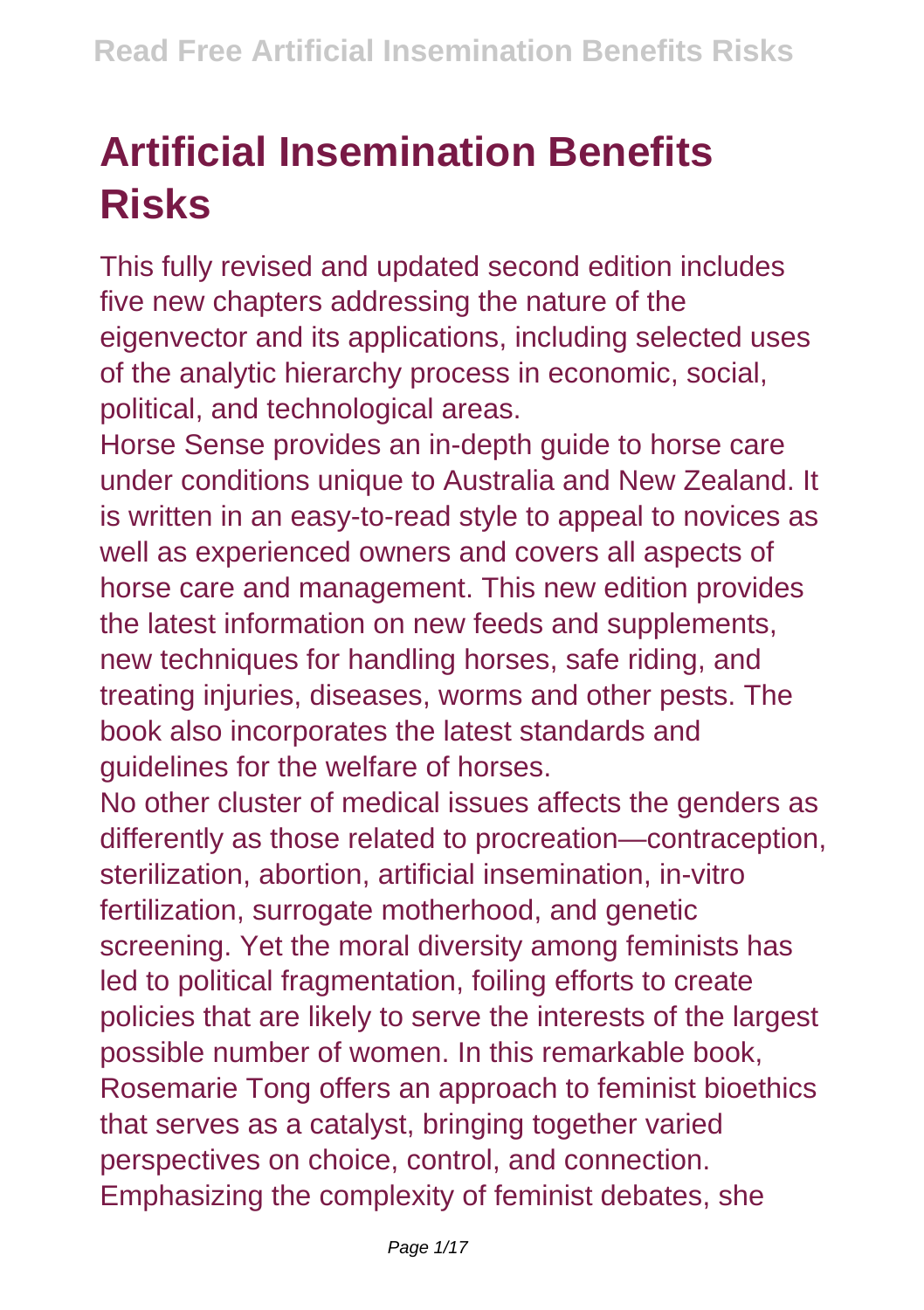# Artificial Insemination Benefits Risks

This fully revised and updated second edition includes five new chapters addressing the nature of the eigenvector and its applications, including selected uses of the analytic hierarchy process in economic, social, political, and technological areas.

Horse Sense provides an in-depth guide to horse care under conditions unique to Australia and New Zealand. It is written in an easy-to-read style to appeal to novices as well as experienced owners and covers all aspects of horse care and management. This new edition provides the latest information on new feeds and supplements, new techniques for handling horses, safe riding, and treating injuries, diseases, worms and other pests. The book also incorporates the latest standards and guidelines for the welfare of horses.

No other cluster of medical issues affects the genders as differently as those related to procreation—contraception, sterilization, abortion, artificial insemination, in-vitro fertilization, surrogate motherhood, and genetic screening. Yet the moral diversity among feminists has led to political fragmentation, foiling efforts to create policies that are likely to serve the interests of the largest possible number of women. In this remarkable book, Rosemarie Tong offers an approach to feminist bioethics that serves as a catalyst, bringing together varied perspectives on choice, control, and connection. Emphasizing the complexity of feminist debates, she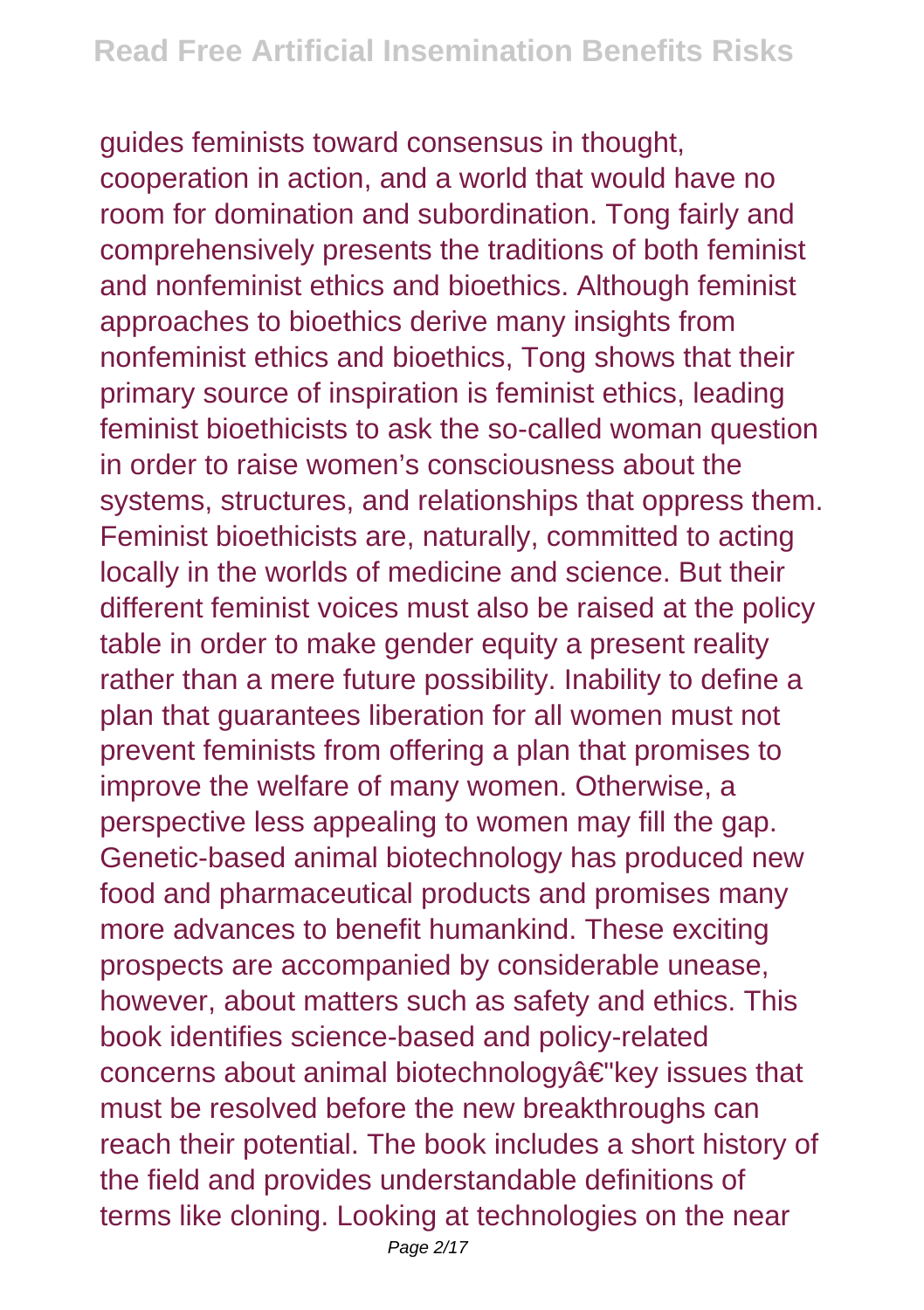guides feminists toward consensus in thought, cooperation in action, and a world that would have no room for domination and subordination. Tong fairly and comprehensively presents the traditions of both feminist and nonfeminist ethics and bioethics. Although feminist approaches to bioethics derive many insights from nonfeminist ethics and bioethics, Tong shows that their primary source of inspiration is feminist ethics, leading feminist bioethicists to ask the so-called woman question in order to raise women's consciousness about the systems, structures, and relationships that oppress them. Feminist bioethicists are, naturally, committed to acting locally in the worlds of medicine and science. But their different feminist voices must also be raised at the policy table in order to make gender equity a present reality rather than a mere future possibility. Inability to define a plan that guarantees liberation for all women must not prevent feminists from offering a plan that promises to improve the welfare of many women. Otherwise, a perspective less appealing to women may fill the gap. Genetic-based animal biotechnology has produced new food and pharmaceutical products and promises many more advances to benefit humankind. These exciting prospects are accompanied by considerable unease, however, about matters such as safety and ethics. This book identifies science-based and policy-related concerns about animal biotechnologyâ€"key issues that must be resolved before the new breakthroughs can reach their potential. The book includes a short history of the field and provides understandable definitions of terms like cloning. Looking at technologies on the near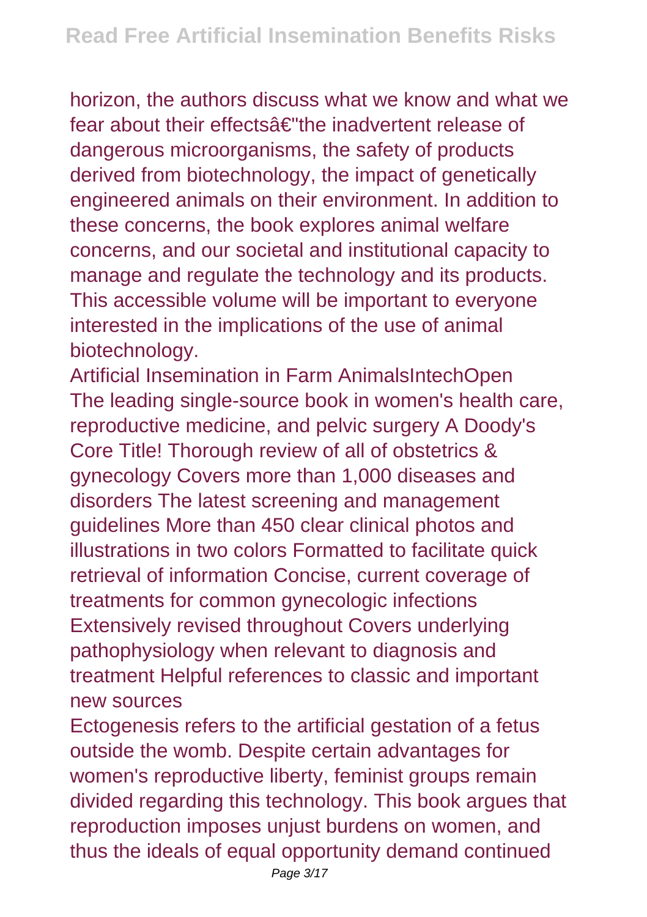horizon, the authors discuss what we know and what we fear about their effectsâ€"the inadvertent release of dangerous microorganisms, the safety of products derived from biotechnology, the impact of genetically engineered animals on their environment. In addition to these concerns, the book explores animal welfare concerns, and our societal and institutional capacity to manage and regulate the technology and its products. This accessible volume will be important to everyone interested in the implications of the use of animal biotechnology.

Artificial Insemination in Farm AnimalsIntechOpen

The leading single-source book in women's health care, reproductive medicine, and pelvic surgery A Doody's Core Title! Thorough review of all of obstetrics & gynecology Covers more than 1,000 diseases and disorders The latest screening and management guidelines More than 450 clear clinical photos and illustrations in two colors Formatted to facilitate quick retrieval of information Concise, current coverage of treatments for common gynecologic infections Extensively revised throughout Covers underlying pathophysiology when relevant to diagnosis and treatment Helpful references to classic and important new sources

Ectogenesis refers to the artificial gestation of a fetus outside the womb. Despite certain advantages for women's reproductive liberty, feminist groups remain divided regarding this technology. This book argues that reproduction imposes unjust burdens on women, and thus the ideals of equal opportunity demand continued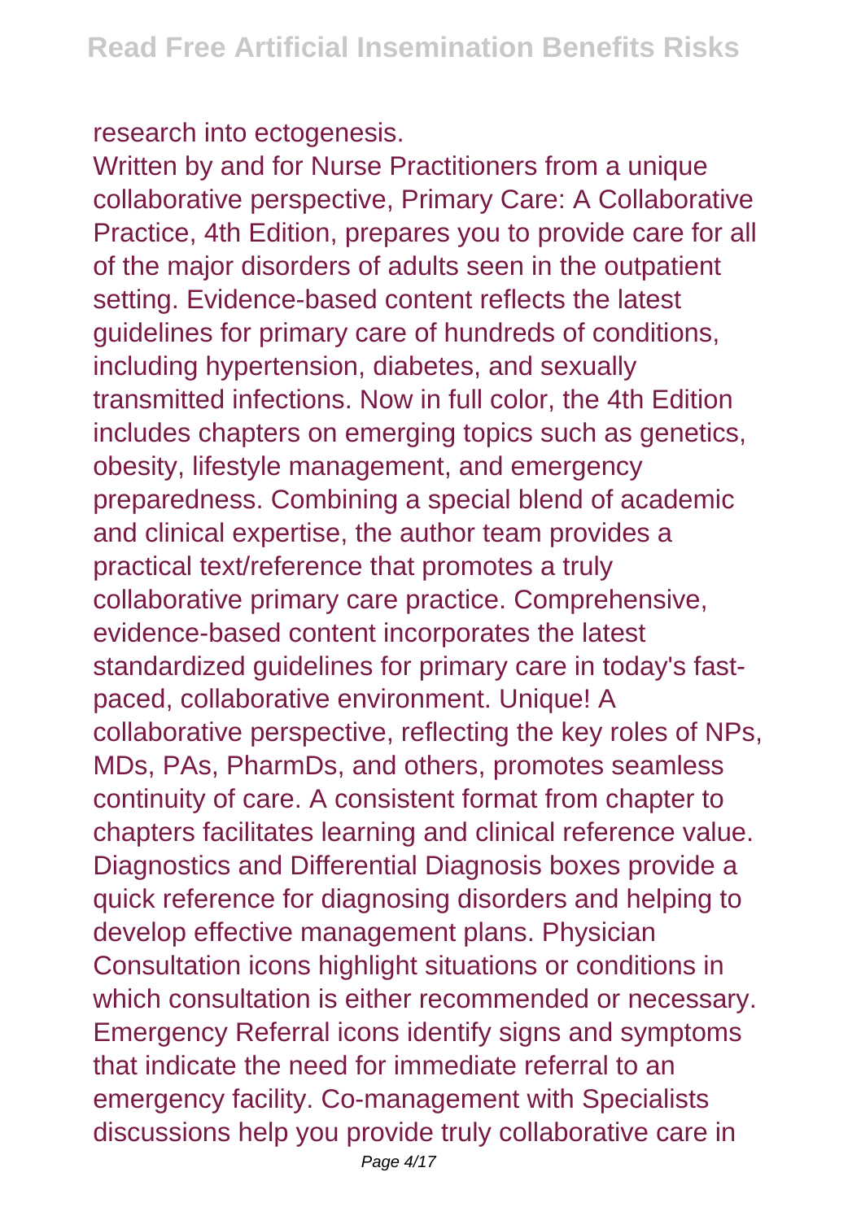research into ectogenesis.

Written by and for Nurse Practitioners from a unique collaborative perspective, Primary Care: A Collaborative Practice, 4th Edition, prepares you to provide care for all of the major disorders of adults seen in the outpatient setting. Evidence-based content reflects the latest guidelines for primary care of hundreds of conditions, including hypertension, diabetes, and sexually transmitted infections. Now in full color, the 4th Edition includes chapters on emerging topics such as genetics, obesity, lifestyle management, and emergency preparedness. Combining a special blend of academic and clinical expertise, the author team provides a practical text/reference that promotes a truly collaborative primary care practice. Comprehensive, evidence-based content incorporates the latest standardized guidelines for primary care in today's fast-paced, collaborative environment. Unique! A collaborative perspective, reflecting the key roles of NPs, MDs, PAs, PharmDs, and others, promotes seamless continuity of care. A consistent format from chapter to chapters facilitates learning and clinical reference value. Diagnostics and Differential Diagnosis boxes provide a quick reference for diagnosing disorders and helping to develop effective management plans. Physician Consultation icons highlight situations or conditions in which consultation is either recommended or necessary. Emergency Referral icons identify signs and symptoms that indicate the need for immediate referral to an emergency facility. Co-management with Specialists discussions help you provide truly collaborative care in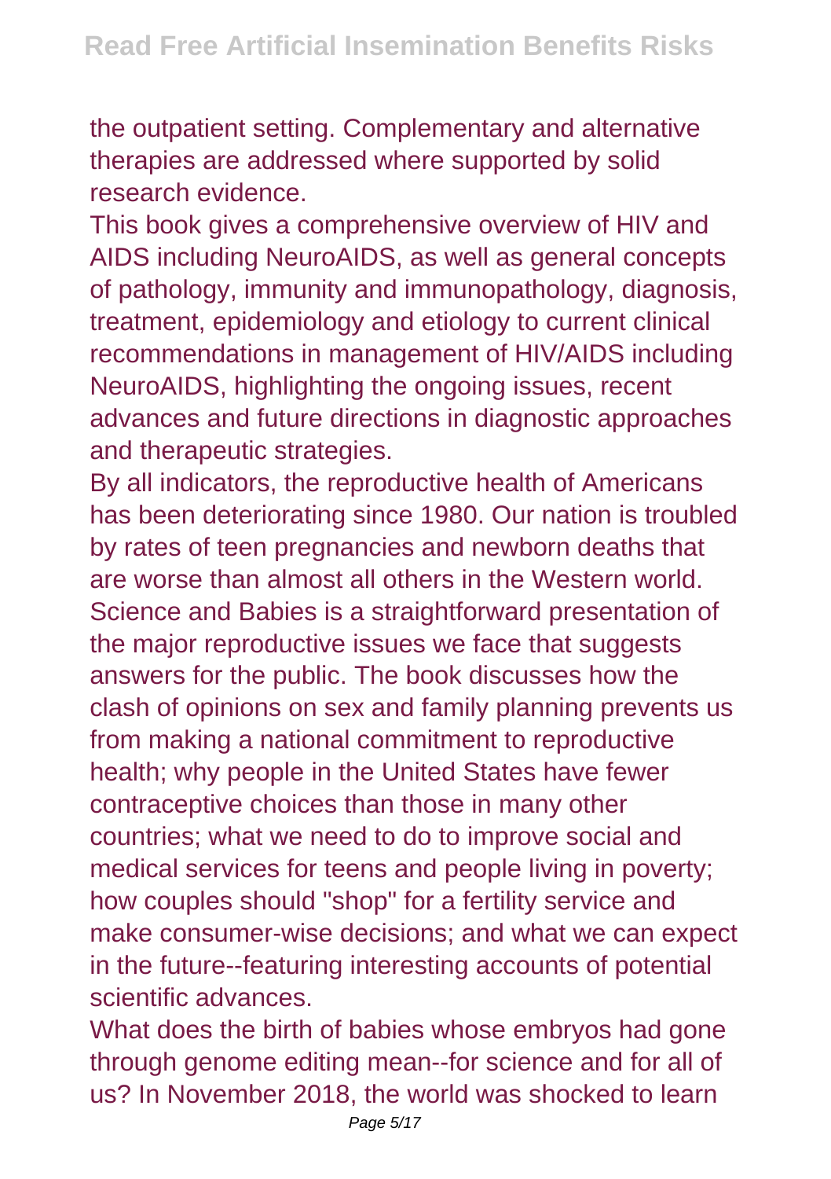the outpatient setting. Complementary and alternative therapies are addressed where supported by solid research evidence.

This book gives a comprehensive overview of HIV and AIDS including NeuroAIDS, as well as general concepts of pathology, immunity and immunopathology, diagnosis, treatment, epidemiology and etiology to current clinical recommendations in management of HIV/AIDS including NeuroAIDS, highlighting the ongoing issues, recent advances and future directions in diagnostic approaches and therapeutic strategies.

By all indicators, the reproductive health of Americans has been deteriorating since 1980. Our nation is troubled by rates of teen pregnancies and newborn deaths that are worse than almost all others in the Western world. Science and Babies is a straightforward presentation of the major reproductive issues we face that suggests answers for the public. The book discusses how the clash of opinions on sex and family planning prevents us from making a national commitment to reproductive health; why people in the United States have fewer contraceptive choices than those in many other countries; what we need to do to improve social and medical services for teens and people living in poverty; how couples should "shop" for a fertility service and make consumer-wise decisions; and what we can expect in the future--featuring interesting accounts of potential scientific advances.

What does the birth of babies whose embryos had gone through genome editing mean--for science and for all of us? In November 2018, the world was shocked to learn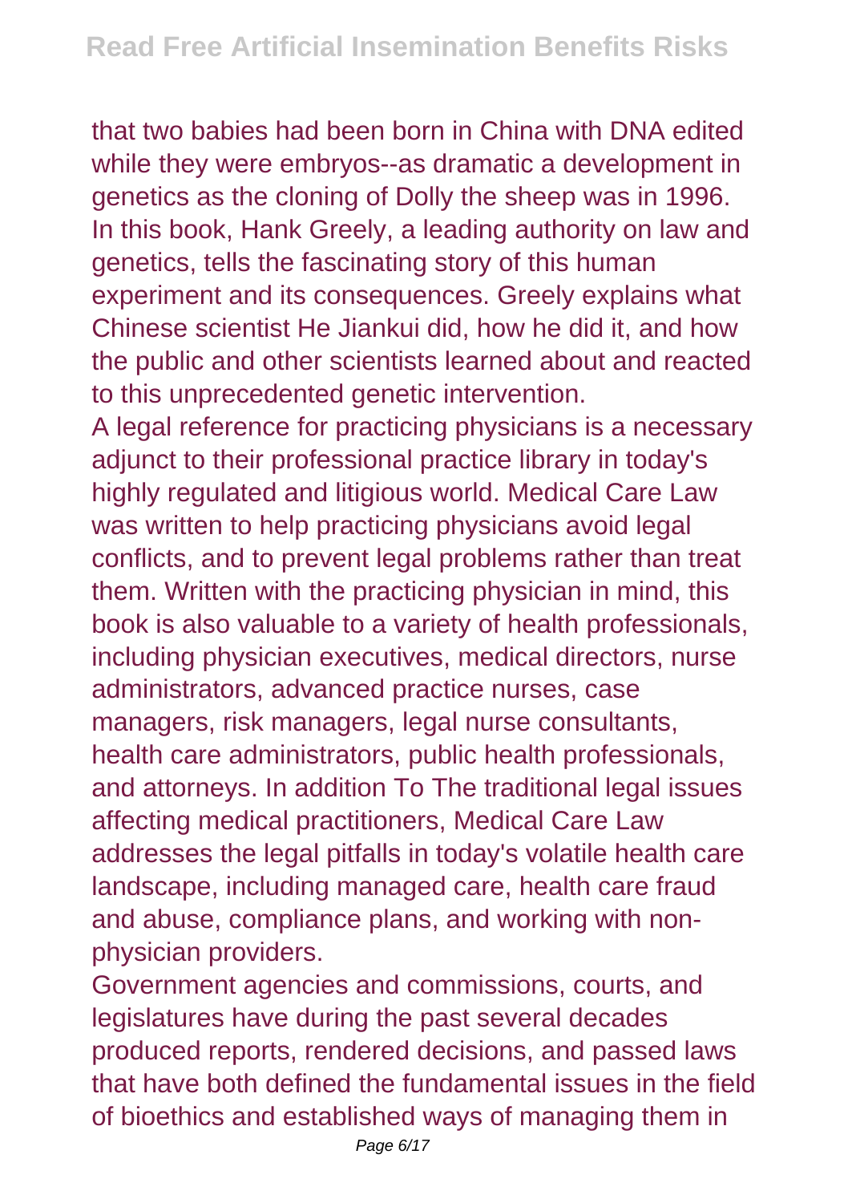that two babies had been born in China with DNA edited while they were embryos--as dramatic a development in genetics as the cloning of Dolly the sheep was in 1996. In this book, Hank Greely, a leading authority on law and genetics, tells the fascinating story of this human experiment and its consequences. Greely explains what Chinese scientist He Jiankui did, how he did it, and how the public and other scientists learned about and reacted to this unprecedented genetic intervention.

A legal reference for practicing physicians is a necessary adjunct to their professional practice library in today's highly regulated and litigious world. Medical Care Law was written to help practicing physicians avoid legal conflicts, and to prevent legal problems rather than treat them. Written with the practicing physician in mind, this book is also valuable to a variety of health professionals, including physician executives, medical directors, nurse administrators, advanced practice nurses, case managers, risk managers, legal nurse consultants, health care administrators, public health professionals, and attorneys. In addition To The traditional legal issues affecting medical practitioners, Medical Care Law addresses the legal pitfalls in today's volatile health care landscape, including managed care, health care fraud and abuse, compliance plans, and working with non-physician providers.

Government agencies and commissions, courts, and legislatures have during the past several decades produced reports, rendered decisions, and passed laws that have both defined the fundamental issues in the field of bioethics and established ways of managing them in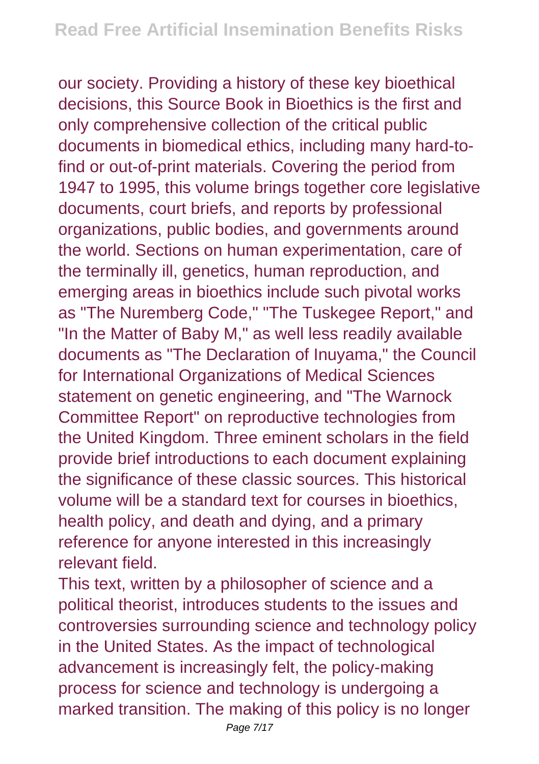our society. Providing a history of these key bioethical decisions, this Source Book in Bioethics is the first and only comprehensive collection of the critical public documents in biomedical ethics, including many hard-to-find or out-of-print materials. Covering the period from 1947 to 1995, this volume brings together core legislative documents, court briefs, and reports by professional organizations, public bodies, and governments around the world. Sections on human experimentation, care of the terminally ill, genetics, human reproduction, and emerging areas in bioethics include such pivotal works as "The Nuremberg Code," "The Tuskegee Report," and "In the Matter of Baby M," as well less readily available documents as "The Declaration of Inuyama," the Council for International Organizations of Medical Sciences statement on genetic engineering, and "The Warnock Committee Report" on reproductive technologies from the United Kingdom. Three eminent scholars in the field provide brief introductions to each document explaining the significance of these classic sources. This historical volume will be a standard text for courses in bioethics, health policy, and death and dying, and a primary reference for anyone interested in this increasingly relevant field.

This text, written by a philosopher of science and a political theorist, introduces students to the issues and controversies surrounding science and technology policy in the United States. As the impact of technological advancement is increasingly felt, the policy-making process for science and technology is undergoing a marked transition. The making of this policy is no longer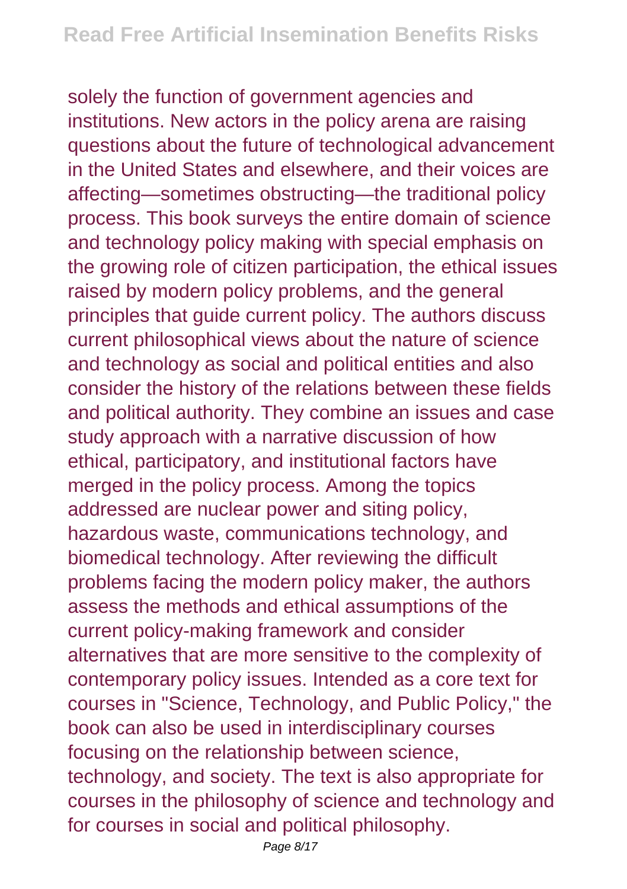solely the function of government agencies and institutions. New actors in the policy arena are raising questions about the future of technological advancement in the United States and elsewhere, and their voices are affecting—sometimes obstructing—the traditional policy process. This book surveys the entire domain of science and technology policy making with special emphasis on the growing role of citizen participation, the ethical issues raised by modern policy problems, and the general principles that guide current policy. The authors discuss current philosophical views about the nature of science and technology as social and political entities and also consider the history of the relations between these fields and political authority. They combine an issues and case study approach with a narrative discussion of how ethical, participatory, and institutional factors have merged in the policy process. Among the topics addressed are nuclear power and siting policy, hazardous waste, communications technology, and biomedical technology. After reviewing the difficult problems facing the modern policy maker, the authors assess the methods and ethical assumptions of the current policy-making framework and consider alternatives that are more sensitive to the complexity of contemporary policy issues. Intended as a core text for courses in "Science, Technology, and Public Policy," the book can also be used in interdisciplinary courses focusing on the relationship between science, technology, and society. The text is also appropriate for courses in the philosophy of science and technology and for courses in social and political philosophy.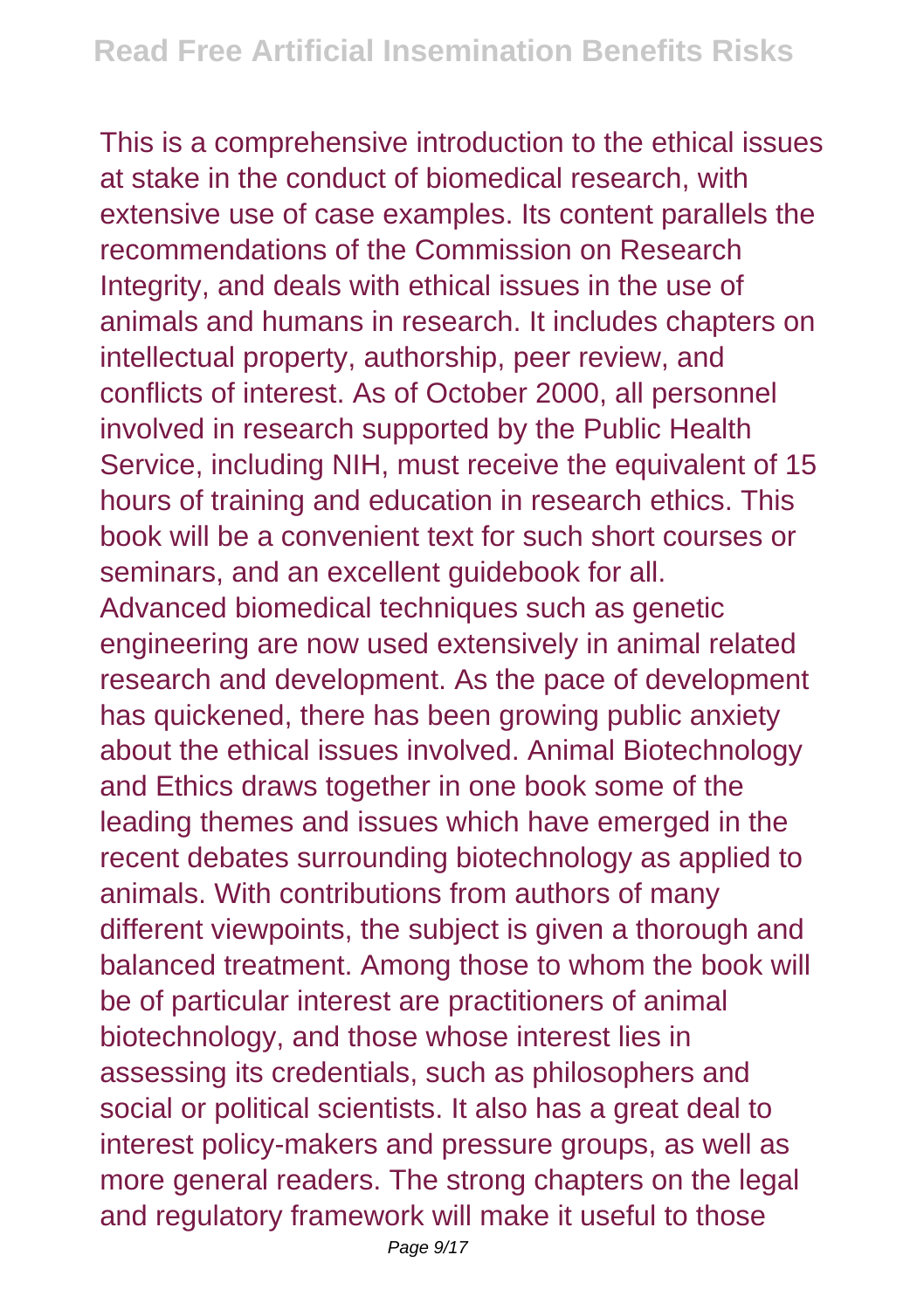This is a comprehensive introduction to the ethical issues at stake in the conduct of biomedical research, with extensive use of case examples. Its content parallels the recommendations of the Commission on Research Integrity, and deals with ethical issues in the use of animals and humans in research. It includes chapters on intellectual property, authorship, peer review, and conflicts of interest. As of October 2000, all personnel involved in research supported by the Public Health Service, including NIH, must receive the equivalent of 15 hours of training and education in research ethics. This book will be a convenient text for such short courses or seminars, and an excellent guidebook for all.

Advanced biomedical techniques such as genetic engineering are now used extensively in animal related research and development. As the pace of development has quickened, there has been growing public anxiety about the ethical issues involved. Animal Biotechnology and Ethics draws together in one book some of the leading themes and issues which have emerged in the recent debates surrounding biotechnology as applied to animals. With contributions from authors of many different viewpoints, the subject is given a thorough and balanced treatment. Among those to whom the book will be of particular interest are practitioners of animal biotechnology, and those whose interest lies in assessing its credentials, such as philosophers and social or political scientists. It also has a great deal to interest policy-makers and pressure groups, as well as more general readers. The strong chapters on the legal and regulatory framework will make it useful to those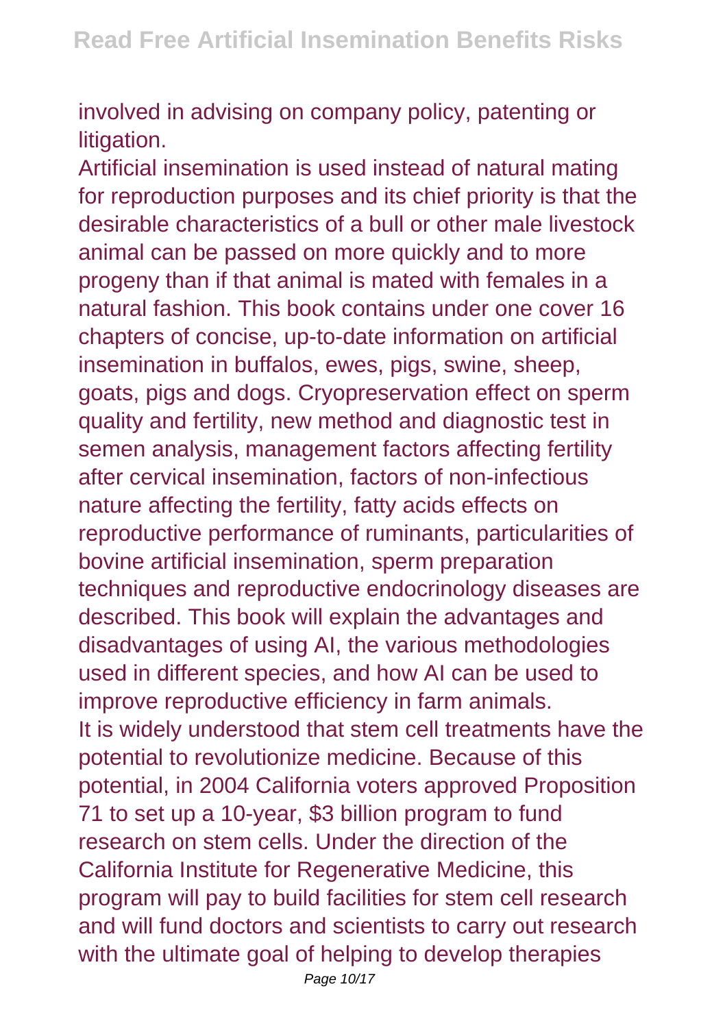involved in advising on company policy, patenting or litigation.

Artificial insemination is used instead of natural mating for reproduction purposes and its chief priority is that the desirable characteristics of a bull or other male livestock animal can be passed on more quickly and to more progeny than if that animal is mated with females in a natural fashion. This book contains under one cover 16 chapters of concise, up-to-date information on artificial insemination in buffalos, ewes, pigs, swine, sheep, goats, pigs and dogs. Cryopreservation effect on sperm quality and fertility, new method and diagnostic test in semen analysis, management factors affecting fertility after cervical insemination, factors of non-infectious nature affecting the fertility, fatty acids effects on reproductive performance of ruminants, particularities of bovine artificial insemination, sperm preparation techniques and reproductive endocrinology diseases are described. This book will explain the advantages and disadvantages of using AI, the various methodologies used in different species, and how AI can be used to improve reproductive efficiency in farm animals.

It is widely understood that stem cell treatments have the potential to revolutionize medicine. Because of this potential, in 2004 California voters approved Proposition 71 to set up a 10-year, $3 billion program to fund research on stem cells. Under the direction of the California Institute for Regenerative Medicine, this program will pay to build facilities for stem cell research and will fund doctors and scientists to carry out research with the ultimate goal of helping to develop therapies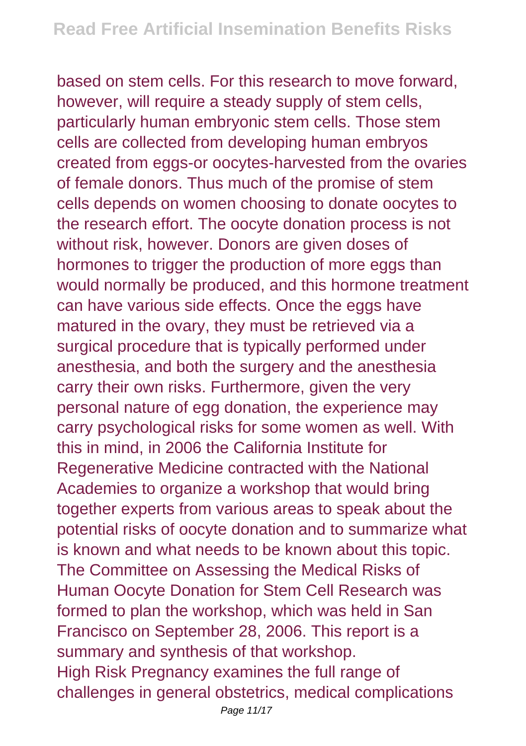based on stem cells. For this research to move forward, however, will require a steady supply of stem cells, particularly human embryonic stem cells. Those stem cells are collected from developing human embryos created from eggs-or oocytes-harvested from the ovaries of female donors. Thus much of the promise of stem cells depends on women choosing to donate oocytes to the research effort. The oocyte donation process is not without risk, however. Donors are given doses of hormones to trigger the production of more eggs than would normally be produced, and this hormone treatment can have various side effects. Once the eggs have matured in the ovary, they must be retrieved via a surgical procedure that is typically performed under anesthesia, and both the surgery and the anesthesia carry their own risks. Furthermore, given the very personal nature of egg donation, the experience may carry psychological risks for some women as well. With this in mind, in 2006 the California Institute for Regenerative Medicine contracted with the National Academies to organize a workshop that would bring together experts from various areas to speak about the potential risks of oocyte donation and to summarize what is known and what needs to be known about this topic. The Committee on Assessing the Medical Risks of Human Oocyte Donation for Stem Cell Research was formed to plan the workshop, which was held in San Francisco on September 28, 2006. This report is a summary and synthesis of that workshop.

High Risk Pregnancy examines the full range of challenges in general obstetrics, medical complications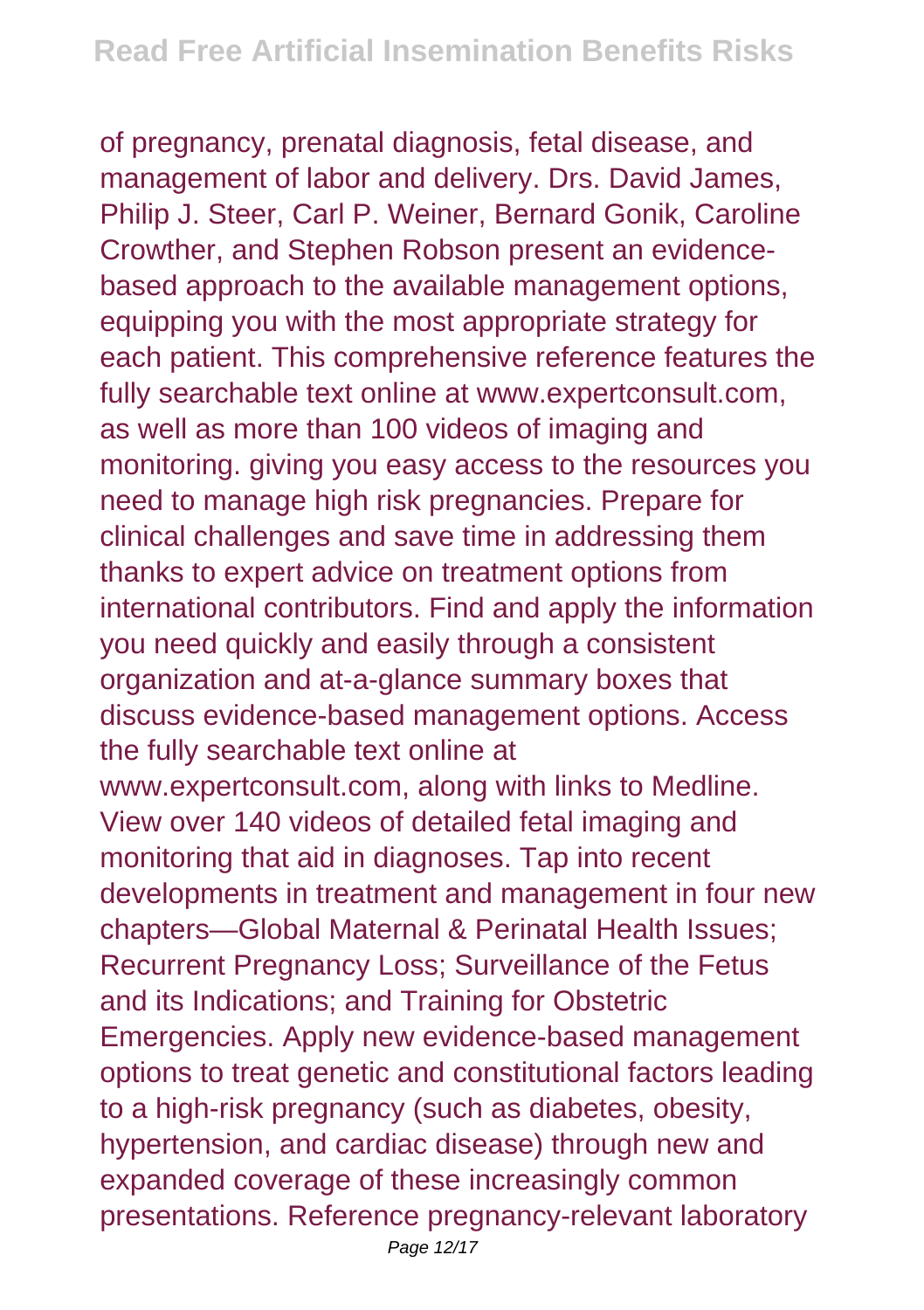of pregnancy, prenatal diagnosis, fetal disease, and management of labor and delivery. Drs. David James, Philip J. Steer, Carl P. Weiner, Bernard Gonik, Caroline Crowther, and Stephen Robson present an evidence-based approach to the available management options, equipping you with the most appropriate strategy for each patient. This comprehensive reference features the fully searchable text online at www.expertconsult.com, as well as more than 100 videos of imaging and monitoring. giving you easy access to the resources you need to manage high risk pregnancies. Prepare for clinical challenges and save time in addressing them thanks to expert advice on treatment options from international contributors. Find and apply the information you need quickly and easily through a consistent organization and at-a-glance summary boxes that discuss evidence-based management options. Access the fully searchable text online at www.expertconsult.com, along with links to Medline. View over 140 videos of detailed fetal imaging and monitoring that aid in diagnoses. Tap into recent developments in treatment and management in four new chapters—Global Maternal & Perinatal Health Issues; Recurrent Pregnancy Loss; Surveillance of the Fetus and its Indications; and Training for Obstetric Emergencies. Apply new evidence-based management options to treat genetic and constitutional factors leading to a high-risk pregnancy (such as diabetes, obesity, hypertension, and cardiac disease) through new and expanded coverage of these increasingly common presentations. Reference pregnancy-relevant laboratory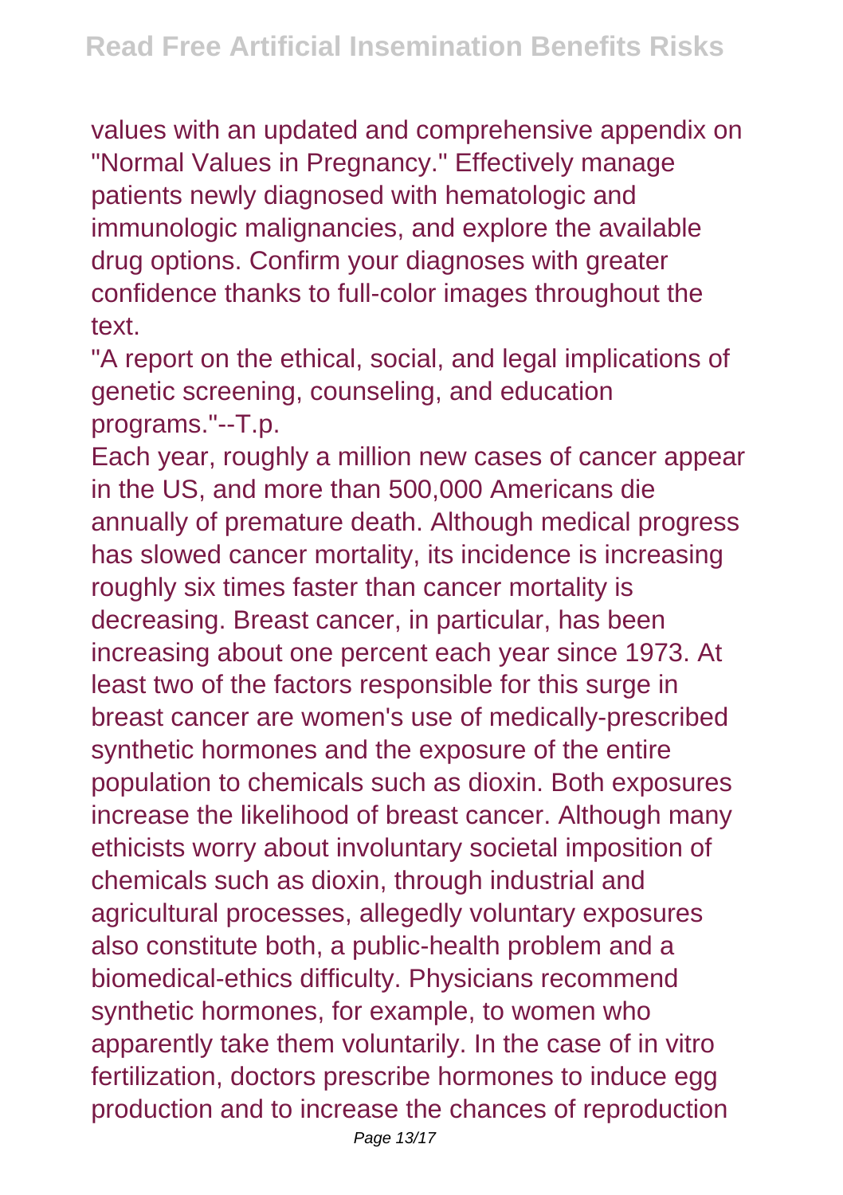values with an updated and comprehensive appendix on "Normal Values in Pregnancy." Effectively manage patients newly diagnosed with hematologic and immunologic malignancies, and explore the available drug options. Confirm your diagnoses with greater confidence thanks to full-color images throughout the text.

"A report on the ethical, social, and legal implications of genetic screening, counseling, and education programs."--T.p.

Each year, roughly a million new cases of cancer appear in the US, and more than 500,000 Americans die annually of premature death. Although medical progress has slowed cancer mortality, its incidence is increasing roughly six times faster than cancer mortality is decreasing. Breast cancer, in particular, has been increasing about one percent each year since 1973. At least two of the factors responsible for this surge in breast cancer are women's use of medically-prescribed synthetic hormones and the exposure of the entire population to chemicals such as dioxin. Both exposures increase the likelihood of breast cancer. Although many ethicists worry about involuntary societal imposition of chemicals such as dioxin, through industrial and agricultural processes, allegedly voluntary exposures also constitute both, a public-health problem and a biomedical-ethics difficulty. Physicians recommend synthetic hormones, for example, to women who apparently take them voluntarily. In the case of in vitro fertilization, doctors prescribe hormones to induce egg production and to increase the chances of reproduction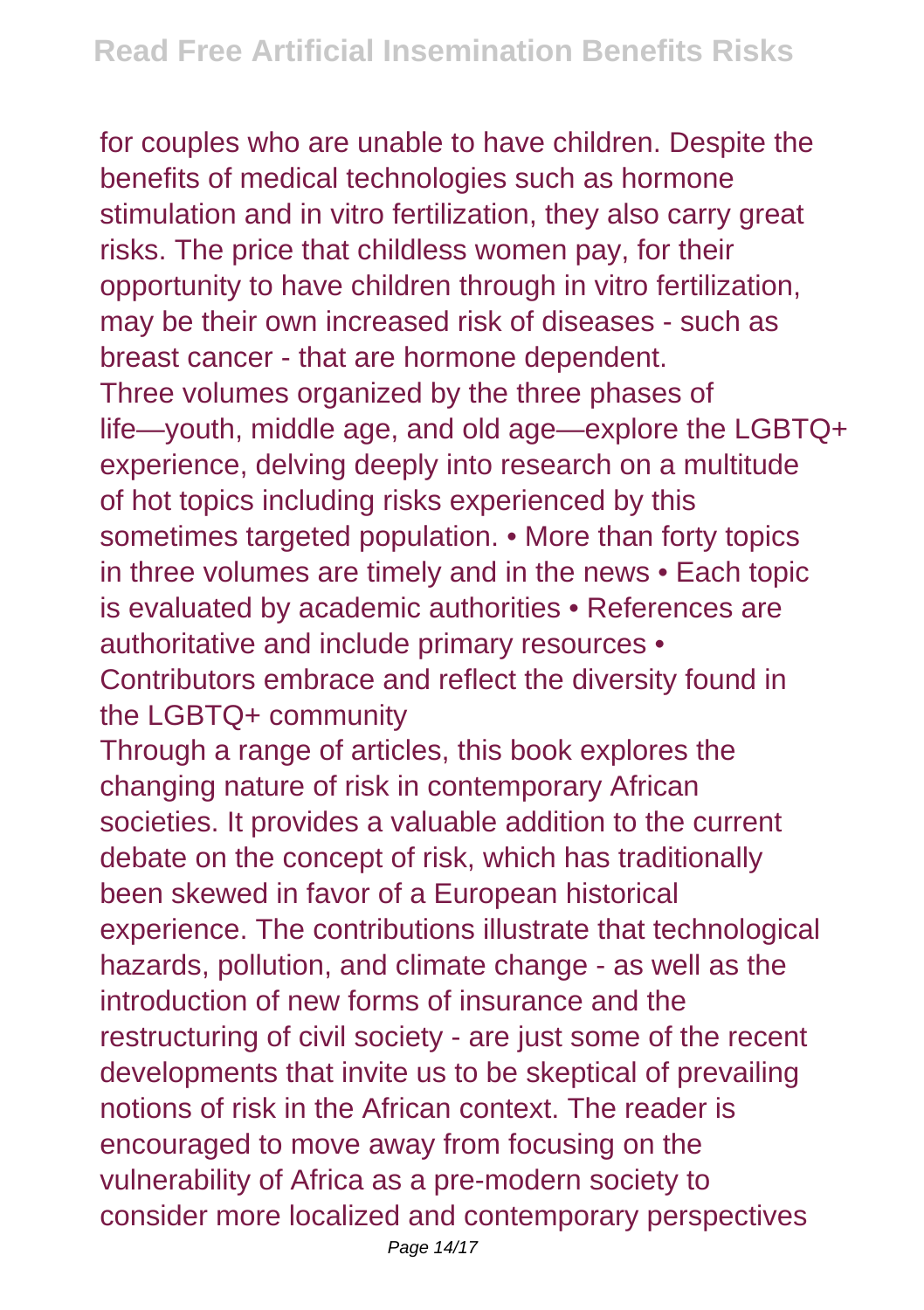for couples who are unable to have children. Despite the benefits of medical technologies such as hormone stimulation and in vitro fertilization, they also carry great risks. The price that childless women pay, for their opportunity to have children through in vitro fertilization, may be their own increased risk of diseases - such as breast cancer - that are hormone dependent.

Three volumes organized by the three phases of life—youth, middle age, and old age—explore the LGBTQ+ experience, delving deeply into research on a multitude of hot topics including risks experienced by this sometimes targeted population. • More than forty topics in three volumes are timely and in the news • Each topic is evaluated by academic authorities • References are authoritative and include primary resources • Contributors embrace and reflect the diversity found in the LGBTQ+ community

Through a range of articles, this book explores the changing nature of risk in contemporary African societies. It provides a valuable addition to the current debate on the concept of risk, which has traditionally been skewed in favor of a European historical experience. The contributions illustrate that technological hazards, pollution, and climate change - as well as the introduction of new forms of insurance and the restructuring of civil society - are just some of the recent developments that invite us to be skeptical of prevailing notions of risk in the African context. The reader is encouraged to move away from focusing on the vulnerability of Africa as a pre-modern society to consider more localized and contemporary perspectives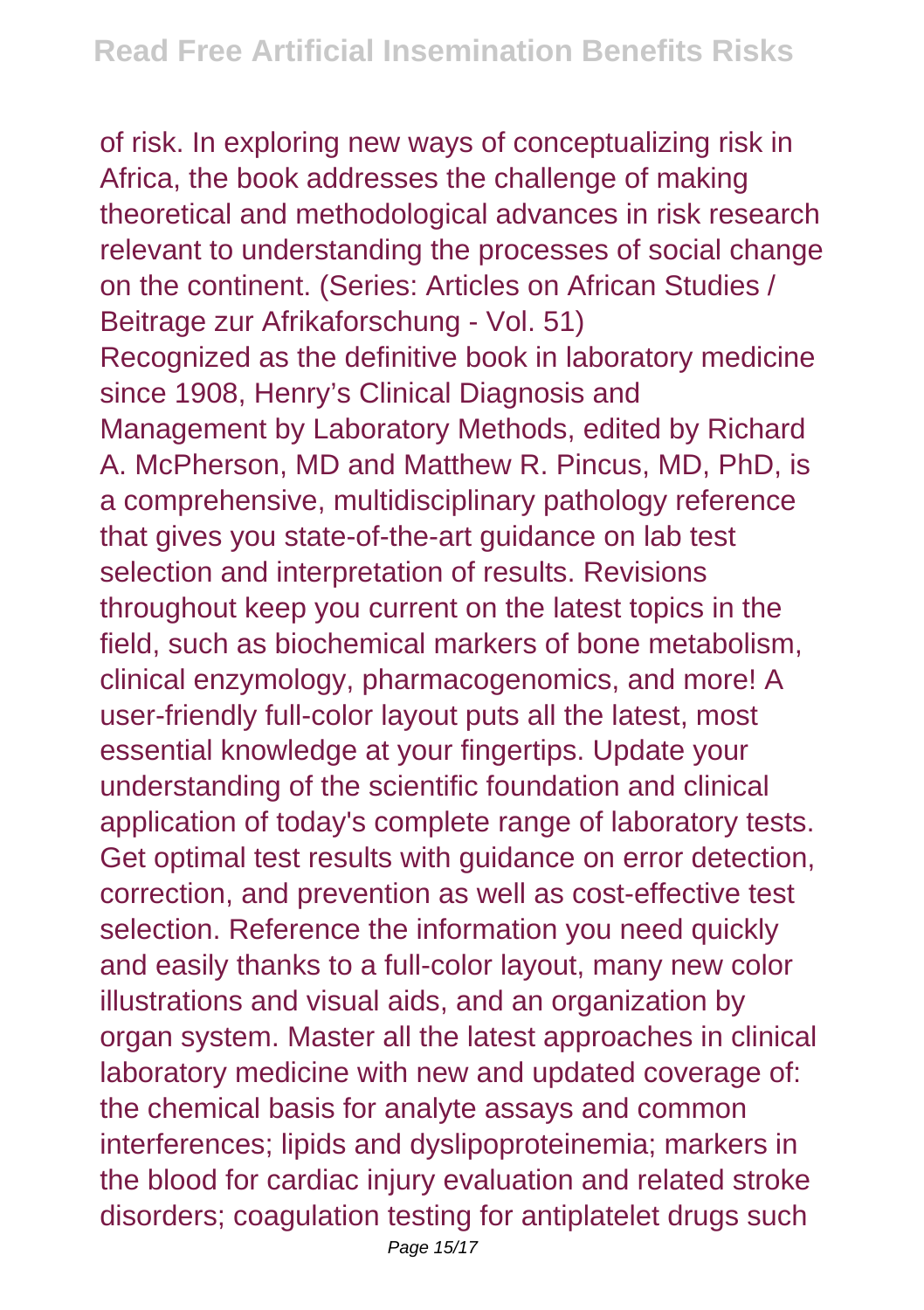of risk. In exploring new ways of conceptualizing risk in Africa, the book addresses the challenge of making theoretical and methodological advances in risk research relevant to understanding the processes of social change on the continent. (Series: Articles on African Studies / Beitrage zur Afrikaforschung - Vol. 51)

Recognized as the definitive book in laboratory medicine since 1908, Henry's Clinical Diagnosis and Management by Laboratory Methods, edited by Richard A. McPherson, MD and Matthew R. Pincus, MD, PhD, is a comprehensive, multidisciplinary pathology reference that gives you state-of-the-art guidance on lab test selection and interpretation of results. Revisions throughout keep you current on the latest topics in the field, such as biochemical markers of bone metabolism, clinical enzymology, pharmacogenomics, and more! A user-friendly full-color layout puts all the latest, most essential knowledge at your fingertips. Update your understanding of the scientific foundation and clinical application of today's complete range of laboratory tests. Get optimal test results with guidance on error detection, correction, and prevention as well as cost-effective test selection. Reference the information you need quickly and easily thanks to a full-color layout, many new color illustrations and visual aids, and an organization by organ system. Master all the latest approaches in clinical laboratory medicine with new and updated coverage of: the chemical basis for analyte assays and common interferences; lipids and dyslipoproteinemia; markers in the blood for cardiac injury evaluation and related stroke disorders; coagulation testing for antiplatelet drugs such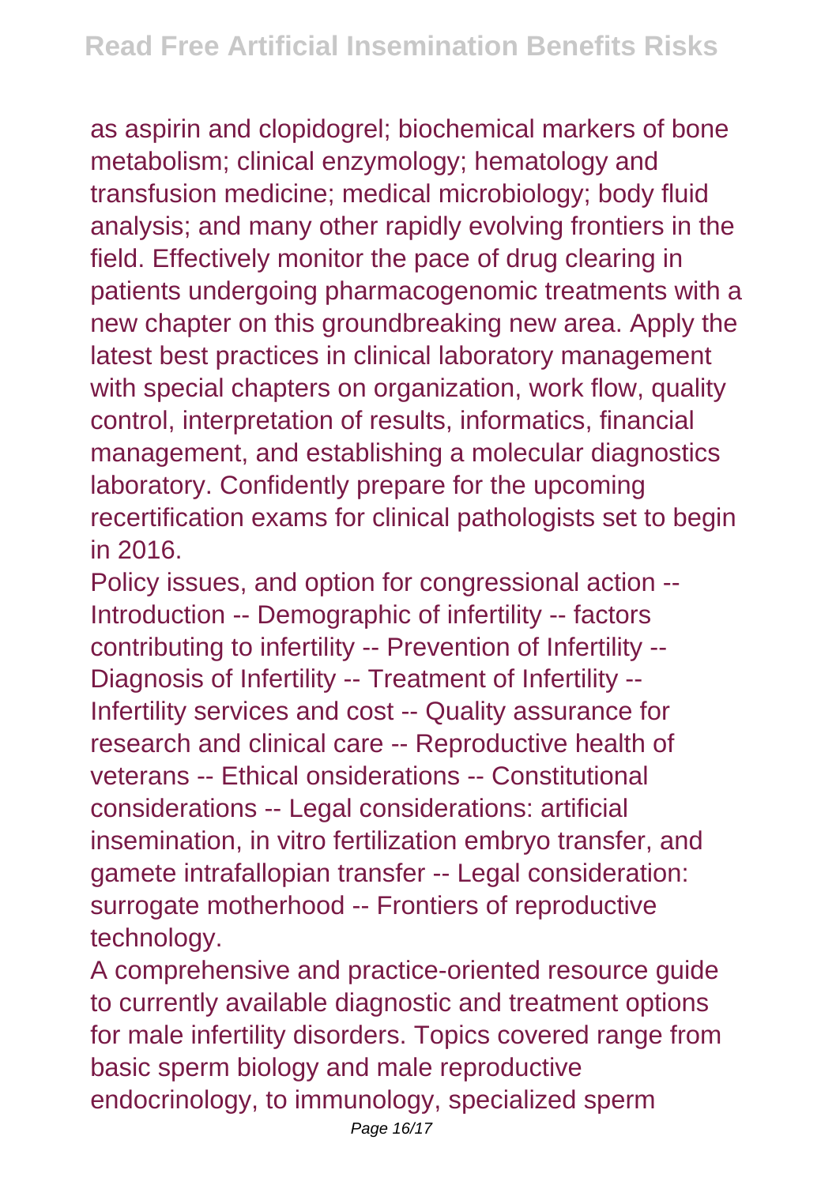as aspirin and clopidogrel; biochemical markers of bone metabolism; clinical enzymology; hematology and transfusion medicine; medical microbiology; body fluid analysis; and many other rapidly evolving frontiers in the field. Effectively monitor the pace of drug clearing in patients undergoing pharmacogenomic treatments with a new chapter on this groundbreaking new area. Apply the latest best practices in clinical laboratory management with special chapters on organization, work flow, quality control, interpretation of results, informatics, financial management, and establishing a molecular diagnostics laboratory. Confidently prepare for the upcoming recertification exams for clinical pathologists set to begin in 2016.

Policy issues, and option for congressional action -- Introduction -- Demographic of infertility -- factors contributing to infertility -- Prevention of Infertility -- Diagnosis of Infertility -- Treatment of Infertility -- Infertility services and cost -- Quality assurance for research and clinical care -- Reproductive health of veterans -- Ethical onsiderations -- Constitutional considerations -- Legal considerations: artificial insemination, in vitro fertilization embryo transfer, and gamete intrafallopian transfer -- Legal consideration: surrogate motherhood -- Frontiers of reproductive technology.

A comprehensive and practice-oriented resource guide to currently available diagnostic and treatment options for male infertility disorders. Topics covered range from basic sperm biology and male reproductive endocrinology, to immunology, specialized sperm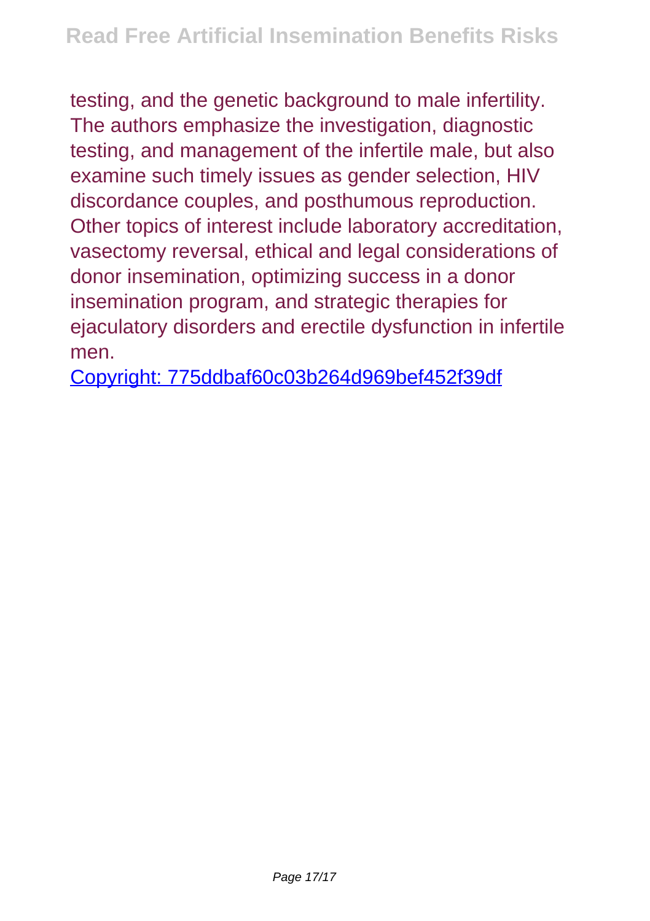testing, and the genetic background to male infertility. The authors emphasize the investigation, diagnostic testing, and management of the infertile male, but also examine such timely issues as gender selection, HIV discordance couples, and posthumous reproduction. Other topics of interest include laboratory accreditation, vasectomy reversal, ethical and legal considerations of donor insemination, optimizing success in a donor insemination program, and strategic therapies for ejaculatory disorders and erectile dysfunction in infertile men.

Copyright: 775ddbaf60c03b264d969bef452f39df